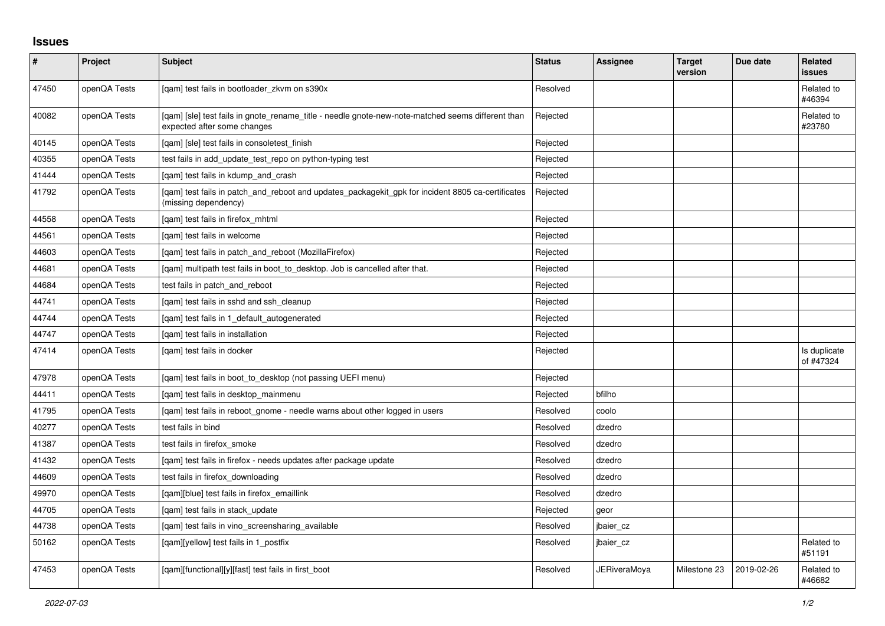## Issues

| # | Project | Subject | Status | Assignee | Target version | Due date | Related issues |
|---|---|---|---|---|---|---|---|
| 47450 | openQA Tests | [qam] test fails in bootloader_zkvm on s390x | Resolved | | | | Related to #46394 |
| 40082 | openQA Tests | [qam] [sle] test fails in gnote_rename_title - needle gnote-new-note-matched seems different than expected after some changes | Rejected | | | | Related to #23780 |
| 40145 | openQA Tests | [qam] [sle] test fails in consoletest_finish | Rejected | | | | |
| 40355 | openQA Tests | test fails in add_update_test_repo on python-typing test | Rejected | | | | |
| 41444 | openQA Tests | [qam] test fails in kdump_and_crash | Rejected | | | | |
| 41792 | openQA Tests | [qam] test fails in patch_and_reboot and updates_packagekit_gpk for incident 8805 ca-certificates (missing dependency) | Rejected | | | | |
| 44558 | openQA Tests | [qam] test fails in firefox_mhtml | Rejected | | | | |
| 44561 | openQA Tests | [qam] test fails in welcome | Rejected | | | | |
| 44603 | openQA Tests | [qam] test fails in patch_and_reboot (MozillaFirefox) | Rejected | | | | |
| 44681 | openQA Tests | [qam] multipath test fails in boot_to_desktop. Job is cancelled after that. | Rejected | | | | |
| 44684 | openQA Tests | test fails in patch_and_reboot | Rejected | | | | |
| 44741 | openQA Tests | [qam] test fails in sshd and ssh_cleanup | Rejected | | | | |
| 44744 | openQA Tests | [qam] test fails in 1_default_autogenerated | Rejected | | | | |
| 44747 | openQA Tests | [qam] test fails in installation | Rejected | | | | |
| 47414 | openQA Tests | [qam] test fails in docker | Rejected | | | | Is duplicate of #47324 |
| 47978 | openQA Tests | [qam] test fails in boot_to_desktop (not passing UEFI menu) | Rejected | | | | |
| 44411 | openQA Tests | [qam] test fails in desktop_mainmenu | Rejected | bfilho | | | |
| 41795 | openQA Tests | [qam] test fails in reboot_gnome - needle warns about other logged in users | Resolved | coolo | | | |
| 40277 | openQA Tests | test fails in bind | Resolved | dzedro | | | |
| 41387 | openQA Tests | test fails in firefox_smoke | Resolved | dzedro | | | |
| 41432 | openQA Tests | [qam] test fails in firefox - needs updates after package update | Resolved | dzedro | | | |
| 44609 | openQA Tests | test fails in firefox_downloading | Resolved | dzedro | | | |
| 49970 | openQA Tests | [qam][blue] test fails in firefox_emaillink | Resolved | dzedro | | | |
| 44705 | openQA Tests | [qam] test fails in stack_update | Rejected | geor | | | |
| 44738 | openQA Tests | [qam] test fails in vino_screensharing_available | Resolved | jbaier_cz | | | |
| 50162 | openQA Tests | [qam][yellow] test fails in 1_postfix | Resolved | jbaier_cz | | | Related to #51191 |
| 47453 | openQA Tests | [qam][functional][y][fast] test fails in first_boot | Resolved | JERiveraMoya | Milestone 23 | 2019-02-26 | Related to #46682 |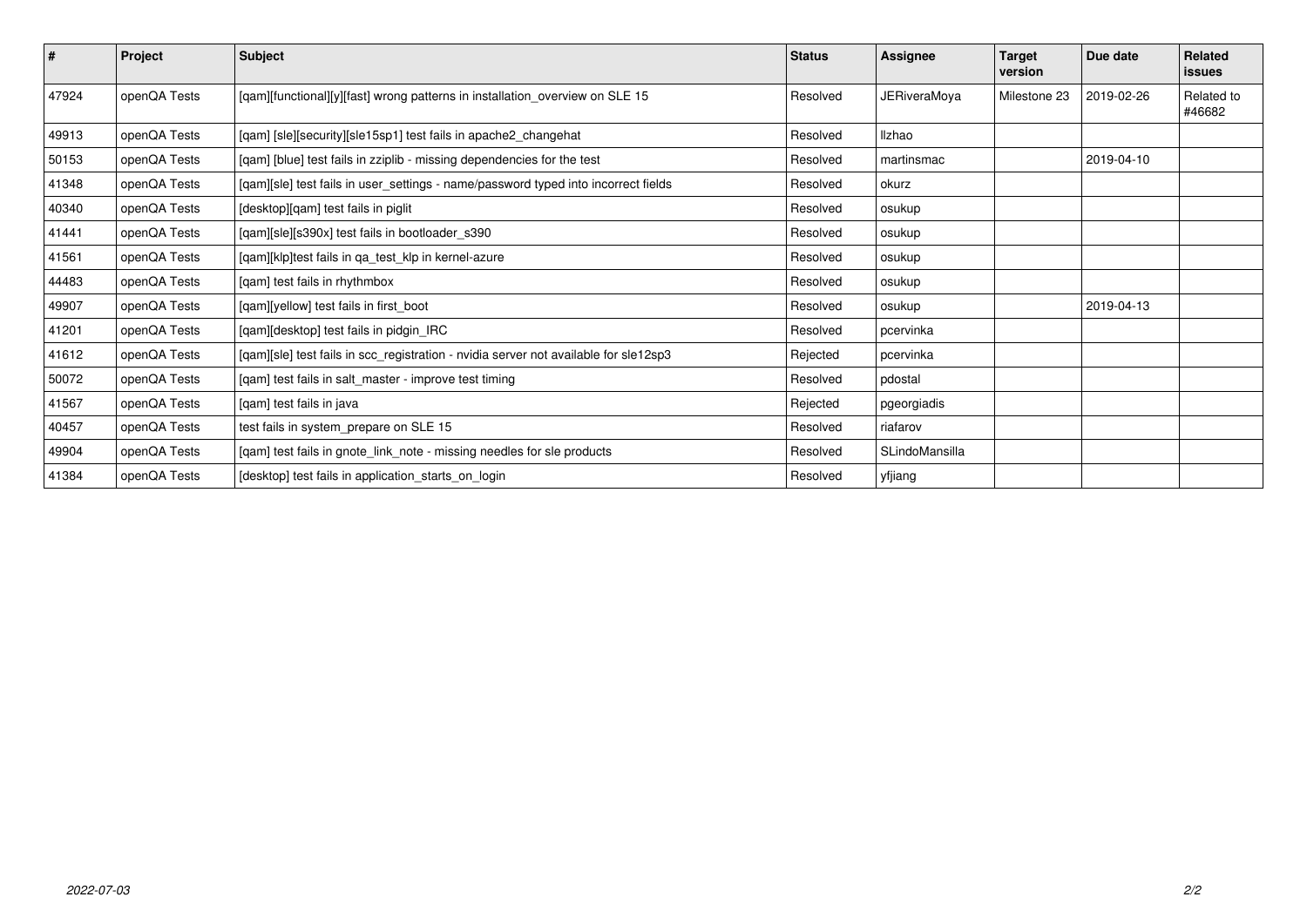| # | Project | Subject | Status | Assignee | Target version | Due date | Related issues |
| --- | --- | --- | --- | --- | --- | --- | --- |
| 47924 | openQA Tests | [qam][functional][y][fast] wrong patterns in installation_overview on SLE 15 | Resolved | JERiveraMoya | Milestone 23 | 2019-02-26 | Related to #46682 |
| 49913 | openQA Tests | [qam] [sle][security][sle15sp1] test fails in apache2_changehat | Resolved | llzhao | | | |
| 50153 | openQA Tests | [qam] [blue] test fails in zziplib - missing dependencies for the test | Resolved | martinsmac | | 2019-04-10 | |
| 41348 | openQA Tests | [qam][sle] test fails in user_settings - name/password typed into incorrect fields | Resolved | okurz | | | |
| 40340 | openQA Tests | [desktop][qam] test fails in piglit | Resolved | osukup | | | |
| 41441 | openQA Tests | [qam][sle][s390x] test fails in bootloader_s390 | Resolved | osukup | | | |
| 41561 | openQA Tests | [qam][klp]test fails in qa_test_klp in kernel-azure | Resolved | osukup | | | |
| 44483 | openQA Tests | [qam] test fails in rhythmbox | Resolved | osukup | | | |
| 49907 | openQA Tests | [qam][yellow] test fails in first_boot | Resolved | osukup | | 2019-04-13 | |
| 41201 | openQA Tests | [qam][desktop] test fails in pidgin_IRC | Resolved | pcervinka | | | |
| 41612 | openQA Tests | [qam][sle] test fails in scc_registration - nvidia server not available for sle12sp3 | Rejected | pcervinka | | | |
| 50072 | openQA Tests | [qam] test fails in salt_master - improve test timing | Resolved | pdostal | | | |
| 41567 | openQA Tests | [qam] test fails in java | Rejected | pgeorgiadis | | | |
| 40457 | openQA Tests | test fails in system_prepare on SLE 15 | Resolved | riafarov | | | |
| 49904 | openQA Tests | [qam] test fails in gnote_link_note - missing needles for sle products | Resolved | SLindoMansilla | | | |
| 41384 | openQA Tests | [desktop] test fails in application_starts_on_login | Resolved | yfjiang | | | |